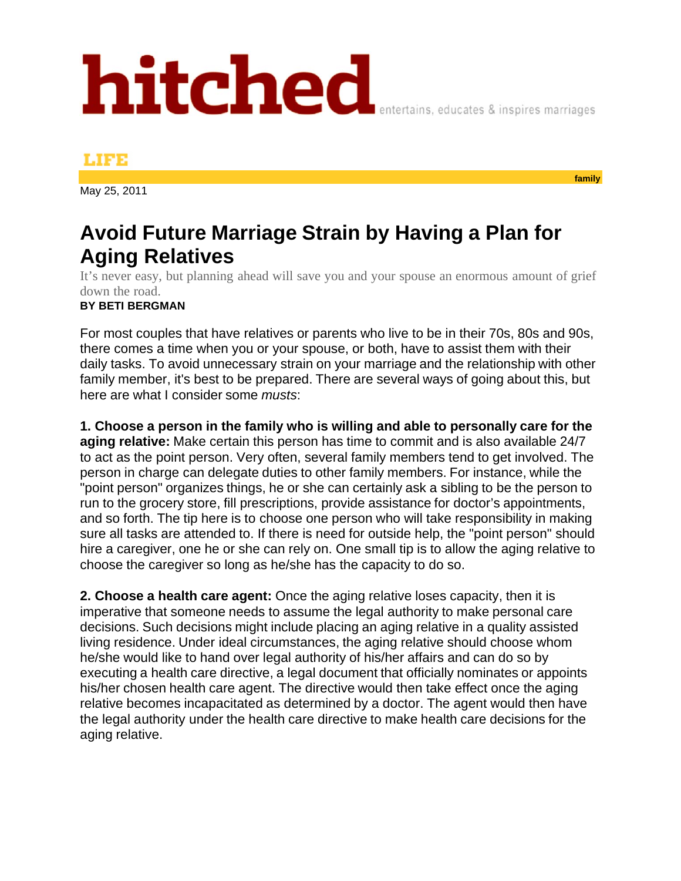hitched entertains, educates & inspires marriages

LIFE

family

May 25, 2011

# Avoid Future Marriage Strain by Having a Plan for Aging Relatives

It's never easy, but planning ahead will save you and your spouse an enormous amount of grief down the road.

**BY BETI BERGMAN**

For most couples that have relatives or parents who live to be in their 70s, 80s and 90s, there comes a time when you or your spouse, or both, have to assist them with their daily tasks. To avoid unnecessary strain on your marriage and the relationship with other family member, it's best to be prepared. There are several ways of going about this, but here are what I consider some *musts*:

**1. Choose a person in the family who is willing and able to personally care for the aging relative:** Make certain this person has time to commit and is also available 24/7 to act as the point person. Very often, several family members tend to get involved. The person in charge can delegate duties to other family members. For instance, while the "point person" organizes things, he or she can certainly ask a sibling to be the person to run to the grocery store, fill prescriptions, provide assistance for doctor's appointments, and so forth. The tip here is to choose one person who will take responsibility in making sure all tasks are attended to. If there is need for outside help, the "point person" should hire a caregiver, one he or she can rely on. One small tip is to allow the aging relative to choose the caregiver so long as he/she has the capacity to do so.

**2. Choose a health care agent:** Once the aging relative loses capacity, then it is imperative that someone needs to assume the legal authority to make personal care decisions. Such decisions might include placing an aging relative in a quality assisted living residence. Under ideal circumstances, the aging relative should choose whom he/she would like to hand over legal authority of his/her affairs and can do so by executing a health care directive, a legal document that officially nominates or appoints his/her chosen health care agent. The directive would then take effect once the aging relative becomes incapacitated as determined by a doctor. The agent would then have the legal authority under the health care directive to make health care decisions for the aging relative.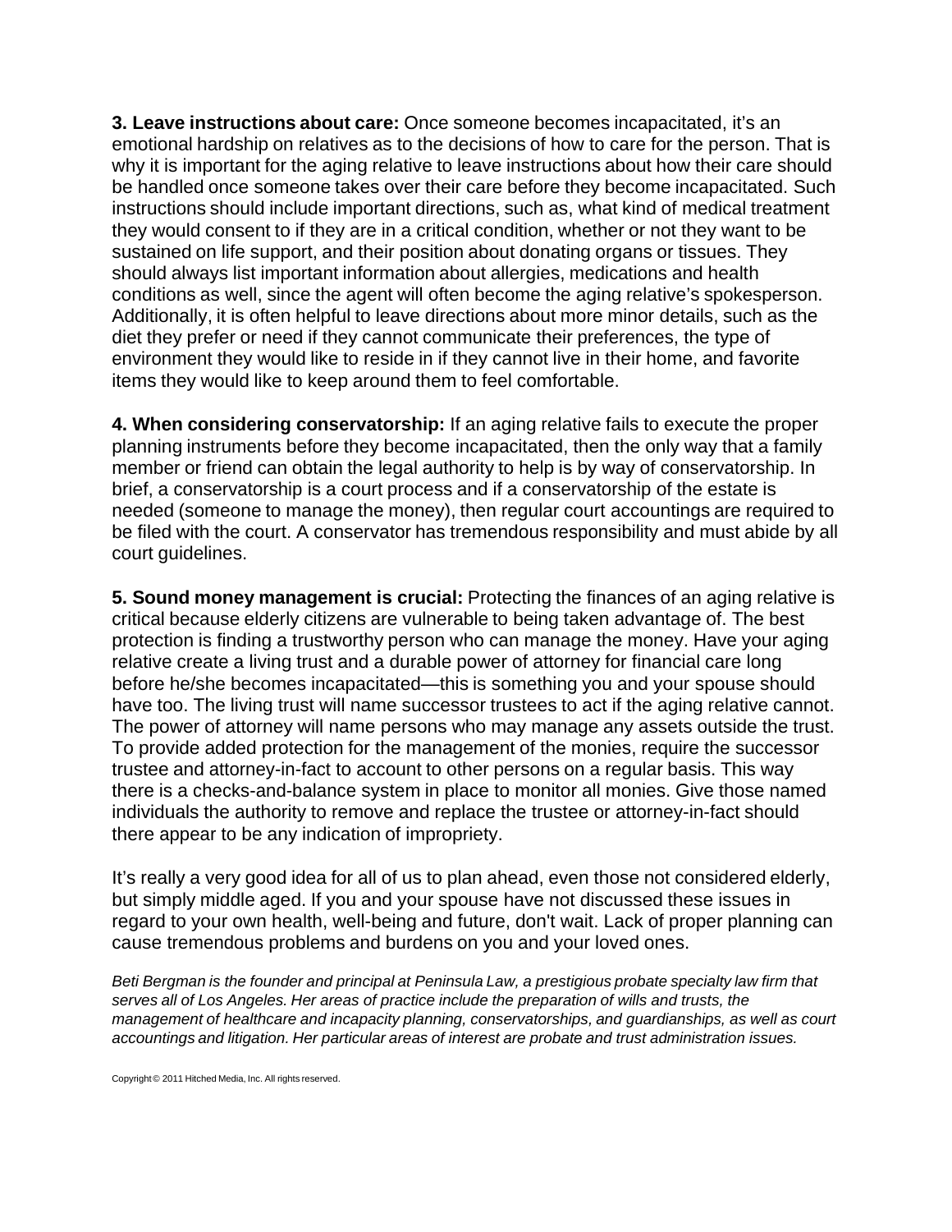**3. Leave instructions about care:** Once someone becomes incapacitated, it's an emotional hardship on relatives as to the decisions of how to care for the person. That is why it is important for the aging relative to leave instructions about how their care should be handled once someone takes over their care before they become incapacitated. Such instructions should include important directions, such as, what kind of medical treatment they would consent to if they are in a critical condition, whether or not they want to be sustained on life support, and their position about donating organs or tissues. They should always list important information about allergies, medications and health conditions as well, since the agent will often become the aging relative's spokesperson. Additionally, it is often helpful to leave directions about more minor details, such as the diet they prefer or need if they cannot communicate their preferences, the type of environment they would like to reside in if they cannot live in their home, and favorite items they would like to keep around them to feel comfortable.

**4. When considering conservatorship:** If an aging relative fails to execute the proper planning instruments before they become incapacitated, then the only way that a family member or friend can obtain the legal authority to help is by way of conservatorship. In brief, a conservatorship is a court process and if a conservatorship of the estate is needed (someone to manage the money), then regular court accountings are required to be filed with the court. A conservator has tremendous responsibility and must abide by all court guidelines.

**5. Sound money management is crucial:** Protecting the finances of an aging relative is critical because elderly citizens are vulnerable to being taken advantage of. The best protection is finding a trustworthy person who can manage the money. Have your aging relative create a living trust and a durable power of attorney for financial care long before he/she becomes incapacitated—this is something you and your spouse should have too. The living trust will name successor trustees to act if the aging relative cannot. The power of attorney will name persons who may manage any assets outside the trust. To provide added protection for the management of the monies, require the successor trustee and attorney-in-fact to account to other persons on a regular basis. This way there is a checks-and-balance system in place to monitor all monies. Give those named individuals the authority to remove and replace the trustee or attorney-in-fact should there appear to be any indication of impropriety.

It's really a very good idea for all of us to plan ahead, even those not considered elderly, but simply middle aged. If you and your spouse have not discussed these issues in regard to your own health, well-being and future, don't wait. Lack of proper planning can cause tremendous problems and burdens on you and your loved ones.

*Beti Bergman is the founder and principal at Peninsula Law, a prestigious probate specialty law firm that serves all of Los Angeles. Her areas of practice include the preparation of wills and trusts, the management of healthcare and incapacity planning, conservatorships, and guardianships, as well as court accountings and litigation. Her particular areas of interest are probate and trust administration issues.*

Copyright © 2011 Hitched Media, Inc. All rights reserved.